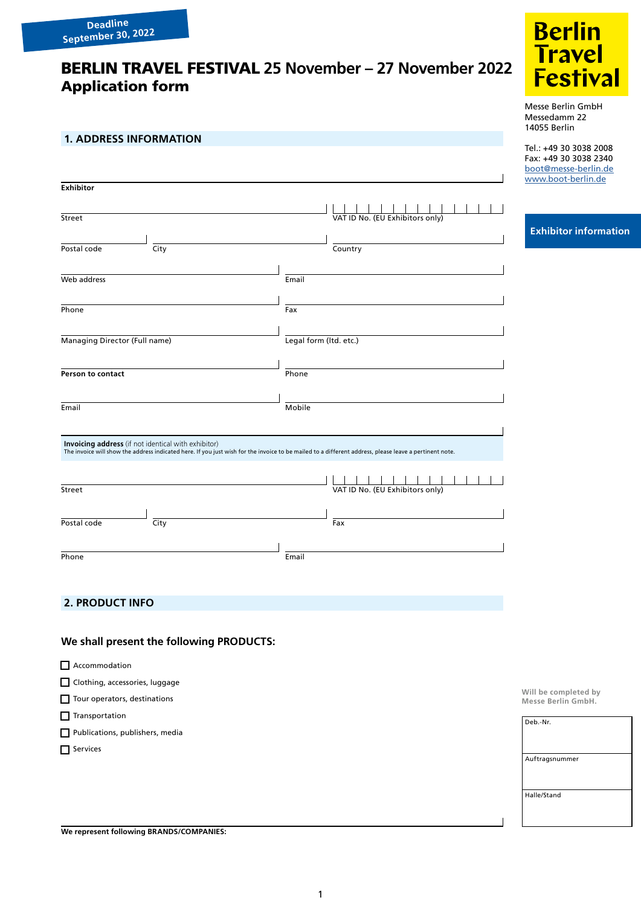Deadline
September 30, 2022

# BERLIN TRAVEL FESTIVAL 25 November – 27 November 2022
# Application form

**Berlin Travel Festival**

Messe Berlin GmbH
Messedamm 22
14055 Berlin

Tel.: +49 30 3038 2008
Fax: +49 30 3038 2340
boot@messe-berlin.de
www.boot-berlin.de

**Exhibitor information**

## 1. ADDRESS INFORMATION

**Exhibitor**

Street | VAT ID No. (EU Exhibitors only)

Postal code | City | Country

Web address | Email

Phone | Fax

Managing Director (Full name) | Legal form (ltd. etc.)

**Person to contact** | Phone

Email | Mobile

**Invoicing address** (if not identical with exhibitor)
The invoice will show the address indicated here. If you just wish for the invoice to be mailed to a different address, please leave a pertinent note.

Street | VAT ID No. (EU Exhibitors only)

Postal code | City | Fax

Phone | Email

## 2. PRODUCT INFO

### We shall present the following PRODUCTS:

- ☐ Accommodation
- ☐ Clothing, accessories, luggage
- ☐ Tour operators, destinations
- ☐ Transportation
- ☐ Publications, publishers, media
- ☐ Services

**We represent following BRANDS/COMPANIES:**

Will be completed by Messe Berlin GmbH.

| Deb.-Nr. |
|---|
| Auftragsnummer |
| Halle/Stand |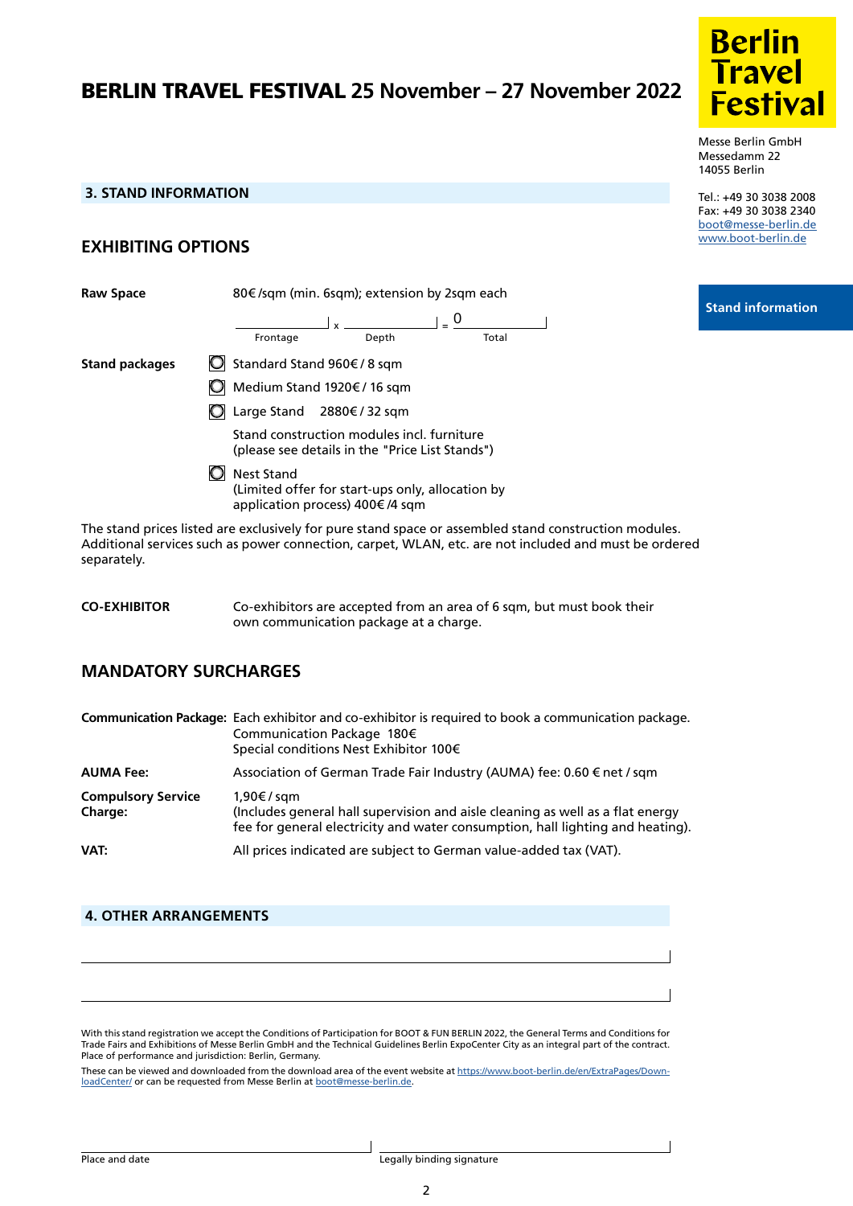# BERLIN TRAVEL FESTIVAL 25 November – 27 November 2022

Berlin Travel Festival

Messe Berlin GmbH
Messedamm 22
14055 Berlin

Tel.: +49 30 3038 2008
Fax: +49 30 3038 2340
boot@messe-berlin.de
www.boot-berlin.de

Stand information

## 3. STAND INFORMATION

### EXHIBITING OPTIONS

**Raw Space** 80€ /sqm (min. 6sqm); extension by 2sqm each

\_\_\_\_\_\_\_\_ x \_\_\_\_\_\_\_\_ = 0
Frontage Depth Total

**Stand packages**

- ☐ Standard Stand 960€ / 8 sqm
- ☐ Medium Stand 1920€ / 16 sqm
- ☐ Large Stand 2880€ / 32 sqm

Stand construction modules incl. furniture
(please see details in the "Price List Stands")

- ☐ Nest Stand
(Limited offer for start-ups only, allocation by application process) 400€ /4 sqm

The stand prices listed are exclusively for pure stand space or assembled stand construction modules. Additional services such as power connection, carpet, WLAN, etc. are not included and must be ordered separately.

**CO-EXHIBITOR** Co-exhibitors are accepted from an area of 6 sqm, but must book their own communication package at a charge.

### MANDATORY SURCHARGES

**Communication Package:** Each exhibitor and co-exhibitor is required to book a communication package.
Communication Package 180€
Special conditions Nest Exhibitor 100€

**AUMA Fee:** Association of German Trade Fair Industry (AUMA) fee: 0.60 € net / sqm

**Compulsory Service Charge:** 1,90€ / sqm
(Includes general hall supervision and aisle cleaning as well as a flat energy fee for general electricity and water consumption, hall lighting and heating).

**VAT:** All prices indicated are subject to German value-added tax (VAT).

## 4. OTHER ARRANGEMENTS

\_\_\_\_\_\_\_\_\_\_\_\_\_\_\_\_\_\_\_\_\_\_\_\_\_\_\_\_\_\_\_\_\_\_\_\_\_\_\_\_

\_\_\_\_\_\_\_\_\_\_\_\_\_\_\_\_\_\_\_\_\_\_\_\_\_\_\_\_\_\_\_\_\_\_\_\_\_\_\_\_

With this stand registration we accept the Conditions of Participation for BOOT & FUN BERLIN 2022, the General Terms and Conditions for Trade Fairs and Exhibitions of Messe Berlin GmbH and the Technical Guidelines Berlin ExpoCenter City as an integral part of the contract. Place of performance and jurisdiction: Berlin, Germany.

These can be viewed and downloaded from the download area of the event website at https://www.boot-berlin.de/en/ExtraPages/DownloadCenter/ or can be requested from Messe Berlin at boot@messe-berlin.de.

\_\_\_\_\_\_\_\_\_\_\_\_\_\_\_\_\_\_\_\_ \_\_\_\_\_\_\_\_\_\_\_\_\_\_\_\_\_\_\_\_
Place and date Legally binding signature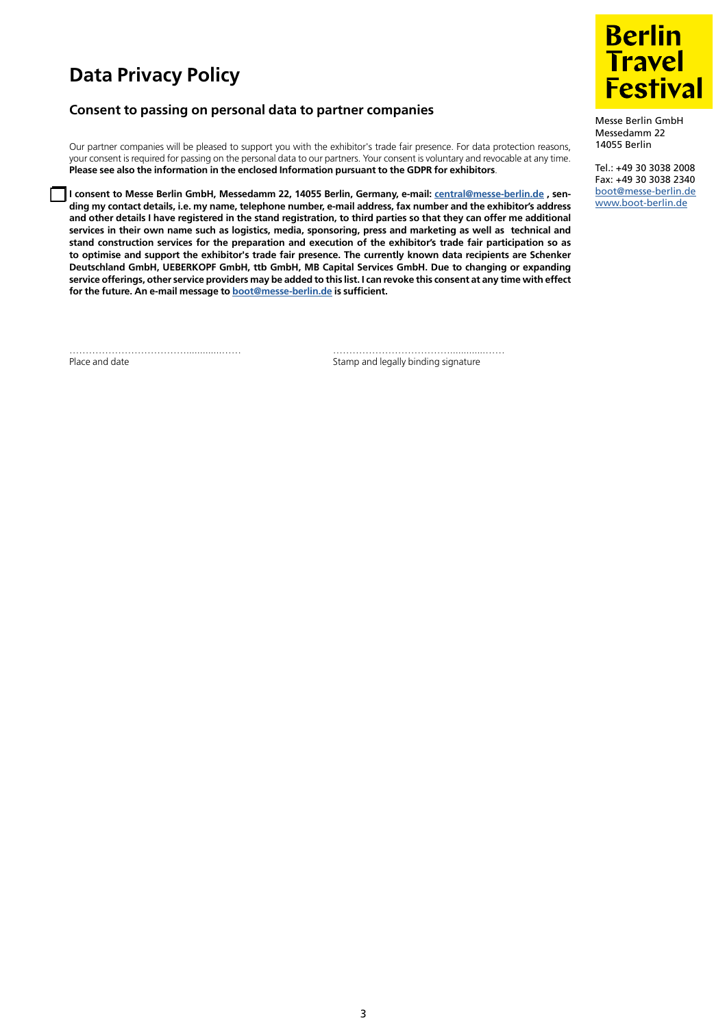# Data Privacy Policy

## Consent to passing on personal data to partner companies

Berlin Travel Festival

Messe Berlin GmbH
Messedamm 22
14055 Berlin

Tel.: +49 30 3038 2008
Fax: +49 30 3038 2340
boot@messe-berlin.de
www.boot-berlin.de

Our partner companies will be pleased to support you with the exhibitor's trade fair presence. For data protection reasons, your consent is required for passing on the personal data to our partners. Your consent is voluntary and revocable at any time. **Please see also the information in the enclosed Information pursuant to the GDPR for exhibitors**.

☐ **I consent to Messe Berlin GmbH, Messedamm 22, 14055 Berlin, Germany, e-mail: central@messe-berlin.de , sending my contact details, i.e. my name, telephone number, e-mail address, fax number and the exhibitor's address and other details I have registered in the stand registration, to third parties so that they can offer me additional services in their own name such as logistics, media, sponsoring, press and marketing as well as technical and stand construction services for the preparation and execution of the exhibitor's trade fair participation so as to optimise and support the exhibitor's trade fair presence. The currently known data recipients are Schenker Deutschland GmbH, UEBERKOPF GmbH, ttb GmbH, MB Capital Services GmbH. Due to changing or expanding service offerings, other service providers may be added to this list. I can revoke this consent at any time with effect for the future. An e-mail message to boot@messe-berlin.de is sufficient.**

……………………………………………… ………………………………………………
Place and date Stamp and legally binding signature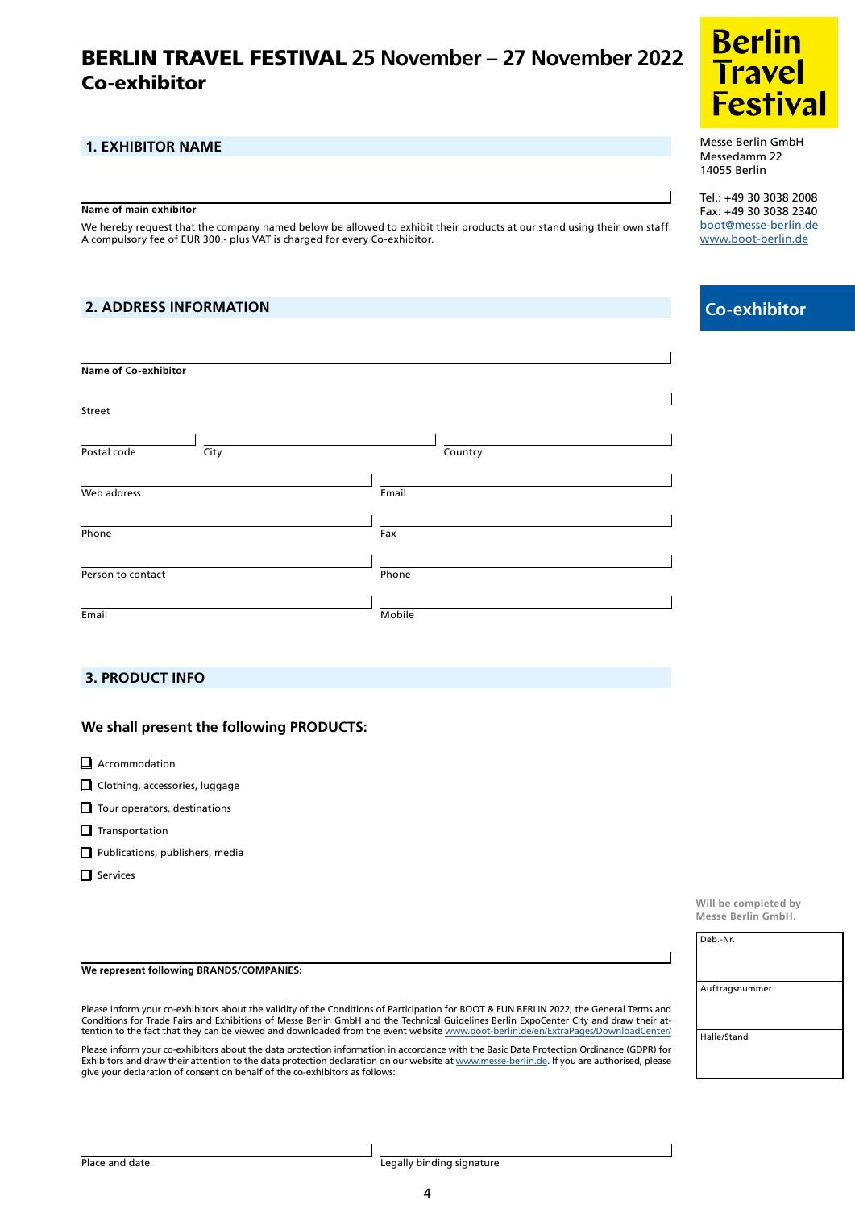# BERLIN TRAVEL FESTIVAL 25 November – 27 November 2022
## Co-exhibitor

**Berlin Travel Festival**

Messe Berlin GmbH
Messedamm 22
14055 Berlin

Tel.: +49 30 3038 2008
Fax: +49 30 3038 2340
boot@messe-berlin.de
www.boot-berlin.de

**Co-exhibitor**

### 1. EXHIBITOR NAME

**Name of main exhibitor**

We hereby request that the company named below be allowed to exhibit their products at our stand using their own staff. A compulsory fee of EUR 300.- plus VAT is charged for every Co-exhibitor.

### 2. ADDRESS INFORMATION

**Name of Co-exhibitor**

Street

Postal code | City | Country

Web address | Email

Phone | Fax

Person to contact | Phone

Email | Mobile

### 3. PRODUCT INFO

**We shall present the following PRODUCTS:**

- ☐ Accommodation
- ☐ Clothing, accessories, luggage
- ☐ Tour operators, destinations
- ☐ Transportation
- ☐ Publications, publishers, media
- ☐ Services

**We represent following BRANDS/COMPANIES:**

Will be completed by Messe Berlin GmbH.

| Deb.-Nr. |
|---|
| Auftragsnummer |
| Halle/Stand |

Please inform your co-exhibitors about the validity of the Conditions of Participation for BOOT & FUN BERLIN 2022, the General Terms and Conditions for Trade Fairs and Exhibitions of Messe Berlin GmbH and the Technical Guidelines Berlin ExpoCenter City and draw their attention to the fact that they can be viewed and downloaded from the event website www.boot-berlin.de/en/ExtraPages/DownloadCenter/

Please inform your co-exhibitors about the data protection information in accordance with the Basic Data Protection Ordinance (GDPR) for Exhibitors and draw their attention to the data protection declaration on our website at www.messe-berlin.de. If you are authorised, please give your declaration of consent on behalf of the co-exhibitors as follows:

Place and date | Legally binding signature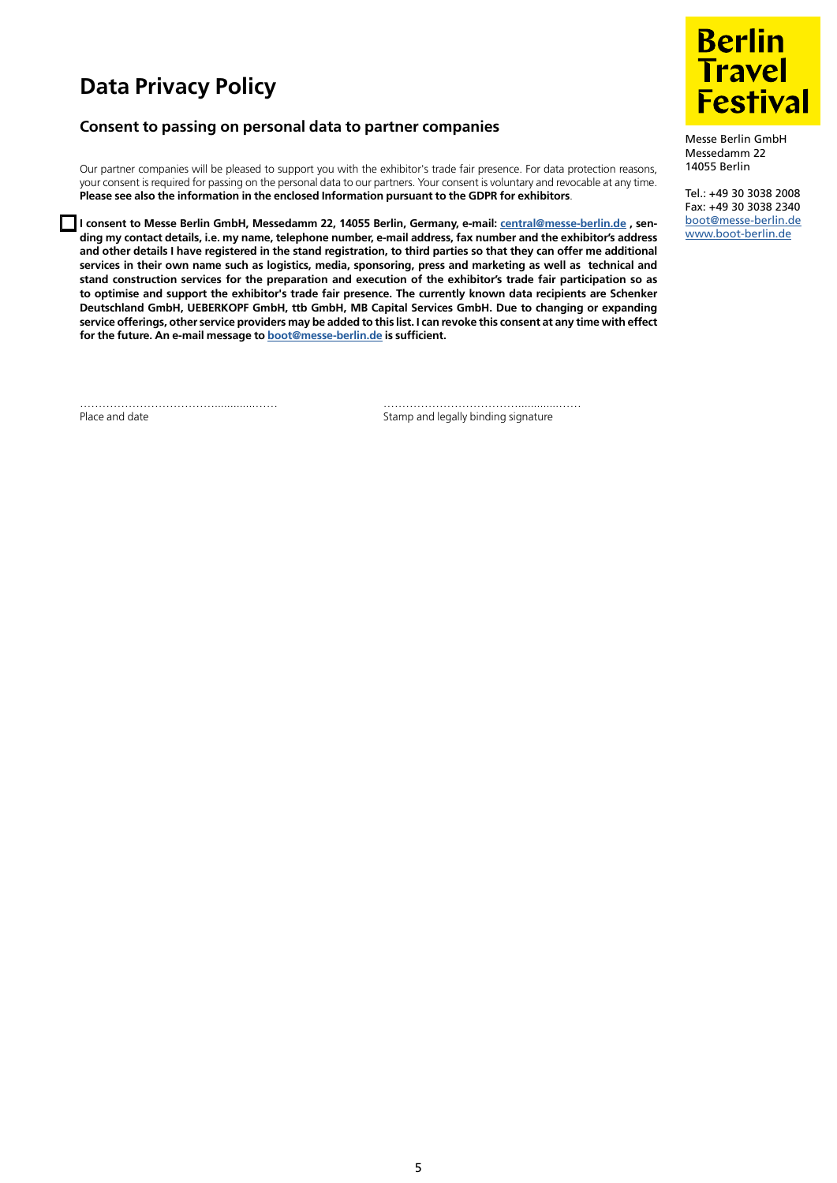# Data Privacy Policy

## Consent to passing on personal data to partner companies

Berlin Travel Festival

Messe Berlin GmbH
Messedamm 22
14055 Berlin

Tel.: +49 30 3038 2008
Fax: +49 30 3038 2340
boot@messe-berlin.de
www.boot-berlin.de

Our partner companies will be pleased to support you with the exhibitor's trade fair presence. For data protection reasons, your consent is required for passing on the personal data to our partners. Your consent is voluntary and revocable at any time. **Please see also the information in the enclosed Information pursuant to the GDPR for exhibitors**.

☐ **I consent to Messe Berlin GmbH, Messedamm 22, 14055 Berlin, Germany, e-mail: central@messe-berlin.de , sending my contact details, i.e. my name, telephone number, e-mail address, fax number and the exhibitor's address and other details I have registered in the stand registration, to third parties so that they can offer me additional services in their own name such as logistics, media, sponsoring, press and marketing as well as technical and stand construction services for the preparation and execution of the exhibitor's trade fair participation so as to optimise and support the exhibitor's trade fair presence. The currently known data recipients are Schenker Deutschland GmbH, UEBERKOPF GmbH, ttb GmbH, MB Capital Services GmbH. Due to changing or expanding service offerings, other service providers may be added to this list. I can revoke this consent at any time with effect for the future. An e-mail message to boot@messe-berlin.de is sufficient.**

……………………………………………… ………………………………………………

Place and date | Stamp and legally binding signature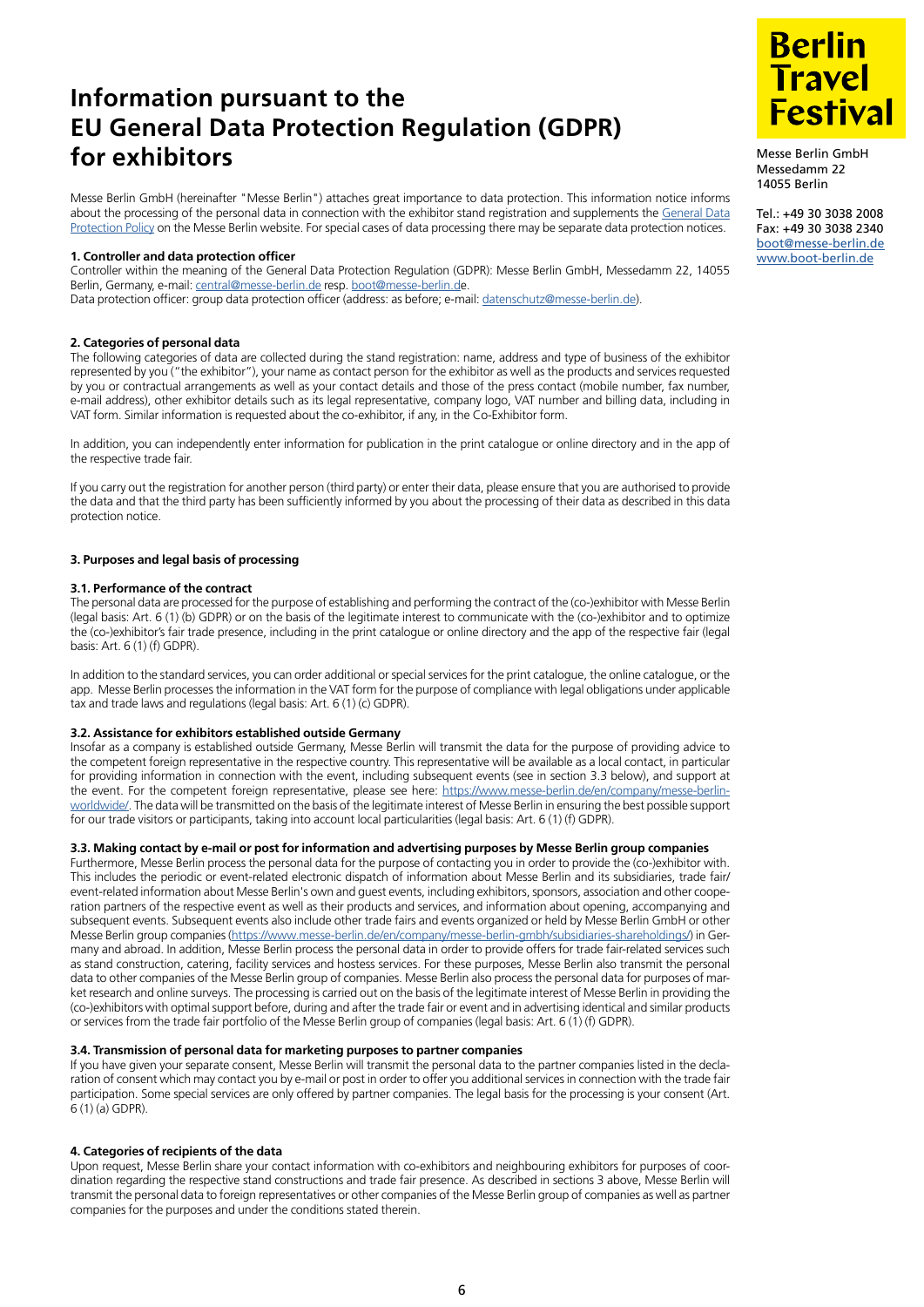# Information pursuant to the EU General Data Protection Regulation (GDPR) for exhibitors

**Berlin Travel Festival**

Messe Berlin GmbH
Messedamm 22
14055 Berlin

Tel.: +49 30 3038 2008
Fax: +49 30 3038 2340
boot@messe-berlin.de
www.boot-berlin.de

Messe Berlin GmbH (hereinafter "Messe Berlin") attaches great importance to data protection. This information notice informs about the processing of the personal data in connection with the exhibitor stand registration and supplements the General Data Protection Policy on the Messe Berlin website. For special cases of data processing there may be separate data protection notices.

**1. Controller and data protection officer**
Controller within the meaning of the General Data Protection Regulation (GDPR): Messe Berlin GmbH, Messedamm 22, 14055 Berlin, Germany, e-mail: central@messe-berlin.de resp. boot@messe-berlin.de.
Data protection officer: group data protection officer (address: as before; e-mail: datenschutz@messe-berlin.de).

**2. Categories of personal data**
The following categories of data are collected during the stand registration: name, address and type of business of the exhibitor represented by you ("the exhibitor"), your name as contact person for the exhibitor as well as the products and services requested by you or contractual arrangements as well as your contact details and those of the press contact (mobile number, fax number, e-mail address), other exhibitor details such as its legal representative, company logo, VAT number and billing data, including in VAT form. Similar information is requested about the co-exhibitor, if any, in the Co-Exhibitor form.

In addition, you can independently enter information for publication in the print catalogue or online directory and in the app of the respective trade fair.

If you carry out the registration for another person (third party) or enter their data, please ensure that you are authorised to provide the data and that the third party has been sufficiently informed by you about the processing of their data as described in this data protection notice.

**3. Purposes and legal basis of processing**

**3.1. Performance of the contract**
The personal data are processed for the purpose of establishing and performing the contract of the (co-)exhibitor with Messe Berlin (legal basis: Art. 6 (1) (b) GDPR) or on the basis of the legitimate interest to communicate with the (co-)exhibitor and to optimize the (co-)exhibitor's fair trade presence, including in the print catalogue or online directory and the app of the respective fair (legal basis: Art. 6 (1) (f) GDPR).

In addition to the standard services, you can order additional or special services for the print catalogue, the online catalogue, or the app. Messe Berlin processes the information in the VAT form for the purpose of compliance with legal obligations under applicable tax and trade laws and regulations (legal basis: Art. 6 (1) (c) GDPR).

**3.2. Assistance for exhibitors established outside Germany**
Insofar as a company is established outside Germany, Messe Berlin will transmit the data for the purpose of providing advice to the competent foreign representative in the respective country. This representative will be available as a local contact, in particular for providing information in connection with the event, including subsequent events (see in section 3.3 below), and support at the event. For the competent foreign representative, please see here: https://www.messe-berlin.de/en/company/messe-berlin-worldwide/. The data will be transmitted on the basis of the legitimate interest of Messe Berlin in ensuring the best possible support for our trade visitors or participants, taking into account local particularities (legal basis: Art. 6 (1) (f) GDPR).

**3.3. Making contact by e-mail or post for information and advertising purposes by Messe Berlin group companies**
Furthermore, Messe Berlin process the personal data for the purpose of contacting you in order to provide the (co-)exhibitor with. This includes the periodic or event-related electronic dispatch of information about Messe Berlin and its subsidiaries, trade fair/ event-related information about Messe Berlin's own and guest events, including exhibitors, sponsors, association and other cooperation partners of the respective event as well as their products and services, and information about opening, accompanying and subsequent events. Subsequent events also include other trade fairs and events organized or held by Messe Berlin GmbH or other Messe Berlin group companies (https://www.messe-berlin.de/en/company/messe-berlin-gmbh/subsidiaries-shareholdings/) in Germany and abroad. In addition, Messe Berlin process the personal data in order to provide offers for trade fair-related services such as stand construction, catering, facility services and hostess services. For these purposes, Messe Berlin also transmit the personal data to other companies of the Messe Berlin group of companies. Messe Berlin also process the personal data for purposes of market research and online surveys. The processing is carried out on the basis of the legitimate interest of Messe Berlin in providing the (co-)exhibitors with optimal support before, during and after the trade fair or event and in advertising identical and similar products or services from the trade fair portfolio of the Messe Berlin group of companies (legal basis: Art. 6 (1) (f) GDPR).

**3.4. Transmission of personal data for marketing purposes to partner companies**
If you have given your separate consent, Messe Berlin will transmit the personal data to the partner companies listed in the declaration of consent which may contact you by e-mail or post in order to offer you additional services in connection with the trade fair participation. Some special services are only offered by partner companies. The legal basis for the processing is your consent (Art. 6 (1) (a) GDPR).

**4. Categories of recipients of the data**
Upon request, Messe Berlin share your contact information with co-exhibitors and neighbouring exhibitors for purposes of coordination regarding the respective stand constructions and trade fair presence. As described in sections 3 above, Messe Berlin will transmit the personal data to foreign representatives or other companies of the Messe Berlin group of companies as well as partner companies for the purposes and under the conditions stated therein.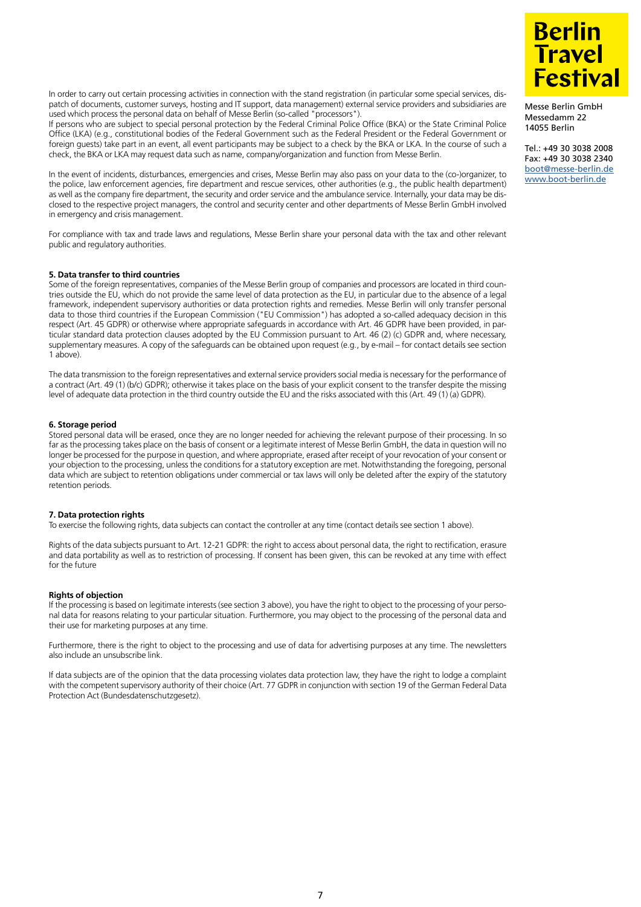Messe Berlin GmbH
Messedamm 22
14055 Berlin

Tel.: +49 30 3038 2008
Fax: +49 30 3038 2340
boot@messe-berlin.de
www.boot-berlin.de

In order to carry out certain processing activities in connection with the stand registration (in particular some special services, dispatch of documents, customer surveys, hosting and IT support, data management) external service providers and subsidiaries are used which process the personal data on behalf of Messe Berlin (so-called "processors").
If persons who are subject to special personal protection by the Federal Criminal Police Office (BKA) or the State Criminal Police Office (LKA) (e.g., constitutional bodies of the Federal Government such as the Federal President or the Federal Government or foreign guests) take part in an event, all event participants may be subject to a check by the BKA or LKA. In the course of such a check, the BKA or LKA may request data such as name, company/organization and function from Messe Berlin.

In the event of incidents, disturbances, emergencies and crises, Messe Berlin may also pass on your data to the (co-)organizer, to the police, law enforcement agencies, fire department and rescue services, other authorities (e.g., the public health department) as well as the company fire department, the security and order service and the ambulance service. Internally, your data may be disclosed to the respective project managers, the control and security center and other departments of Messe Berlin GmbH involved in emergency and crisis management.

For compliance with tax and trade laws and regulations, Messe Berlin share your personal data with the tax and other relevant public and regulatory authorities.

**5. Data transfer to third countries**
Some of the foreign representatives, companies of the Messe Berlin group of companies and processors are located in third countries outside the EU, which do not provide the same level of data protection as the EU, in particular due to the absence of a legal framework, independent supervisory authorities or data protection rights and remedies. Messe Berlin will only transfer personal data to those third countries if the European Commission ("EU Commission") has adopted a so-called adequacy decision in this respect (Art. 45 GDPR) or otherwise where appropriate safeguards in accordance with Art. 46 GDPR have been provided, in particular standard data protection clauses adopted by the EU Commission pursuant to Art. 46 (2) (c) GDPR and, where necessary, supplementary measures. A copy of the safeguards can be obtained upon request (e.g., by e-mail – for contact details see section 1 above).

The data transmission to the foreign representatives and external service providers social media is necessary for the performance of a contract (Art. 49 (1) (b/c) GDPR); otherwise it takes place on the basis of your explicit consent to the transfer despite the missing level of adequate data protection in the third country outside the EU and the risks associated with this (Art. 49 (1) (a) GDPR).

**6. Storage period**
Stored personal data will be erased, once they are no longer needed for achieving the relevant purpose of their processing. In so far as the processing takes place on the basis of consent or a legitimate interest of Messe Berlin GmbH, the data in question will no longer be processed for the purpose in question, and where appropriate, erased after receipt of your revocation of your consent or your objection to the processing, unless the conditions for a statutory exception are met. Notwithstanding the foregoing, personal data which are subject to retention obligations under commercial or tax laws will only be deleted after the expiry of the statutory retention periods.

**7. Data protection rights**
To exercise the following rights, data subjects can contact the controller at any time (contact details see section 1 above).

Rights of the data subjects pursuant to Art. 12-21 GDPR: the right to access about personal data, the right to rectification, erasure and data portability as well as to restriction of processing. If consent has been given, this can be revoked at any time with effect for the future

**Rights of objection**
If the processing is based on legitimate interests (see section 3 above), you have the right to object to the processing of your personal data for reasons relating to your particular situation. Furthermore, you may object to the processing of the personal data and their use for marketing purposes at any time.

Furthermore, there is the right to object to the processing and use of data for advertising purposes at any time. The newsletters also include an unsubscribe link.

If data subjects are of the opinion that the data processing violates data protection law, they have the right to lodge a complaint with the competent supervisory authority of their choice (Art. 77 GDPR in conjunction with section 19 of the German Federal Data Protection Act (Bundesdatenschutzgesetz).